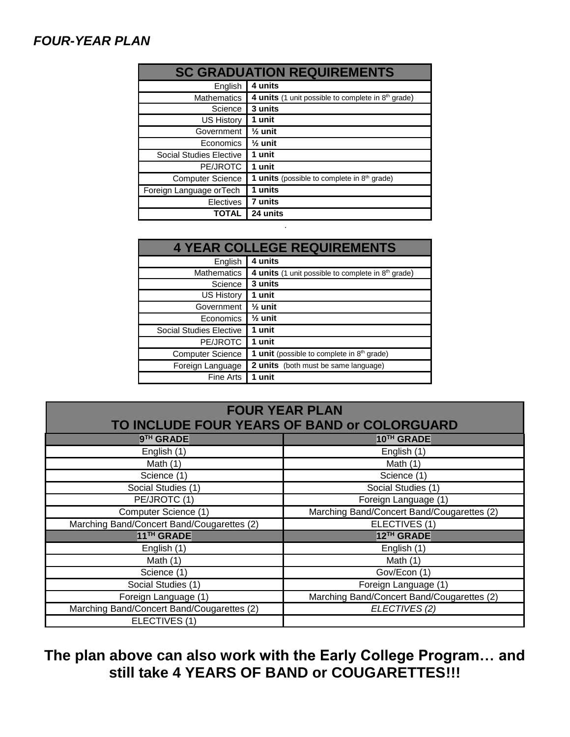***FOUR-YEAR PLAN***

| SC GRADUATION REQUIREMENTS | |
|---|---|
| English | **4 units** |
| Mathematics | **4 units** (1 unit possible to complete in 8th grade) |
| Science | **3 units** |
| US History | **1 unit** |
| Government | **½ unit** |
| Economics | **½ unit** |
| Social Studies Elective | **1 unit** |
| PE/JROTC | **1 unit** |
| Computer Science | **1 units** (possible to complete in 8th grade) |
| Foreign Language orTech | **1 units** |
| Electives | **7 units** |
| **TOTAL** | **24 units** |

| 4 YEAR COLLEGE REQUIREMENTS | |
|---|---|
| English | **4 units** |
| Mathematics | **4 units** (1 unit possible to complete in 8th grade) |
| Science | **3 units** |
| US History | **1 unit** |
| Government | **½ unit** |
| Economics | **½ unit** |
| Social Studies Elective | **1 unit** |
| PE/JROTC | **1 unit** |
| Computer Science | **1 unit** (possible to complete in 8th grade) |
| Foreign Language | **2 units** (both must be same language) |
| Fine Arts | **1 unit** |

| FOUR YEAR PLAN TO INCLUDE FOUR YEARS OF BAND or COLORGUARD | |
|---|---|
| **9TH GRADE** | **10TH GRADE** |
| English (1) | English (1) |
| Math (1) | Math (1) |
| Science (1) | Science (1) |
| Social Studies (1) | Social Studies (1) |
| PE/JROTC (1) | Foreign Language (1) |
| Computer Science (1) | Marching Band/Concert Band/Cougarettes (2) |
| Marching Band/Concert Band/Cougarettes (2) | ELECTIVES (1) |
| **11TH GRADE** | **12TH GRADE** |
| English (1) | English (1) |
| Math (1) | Math (1) |
| Science (1) | Gov/Econ (1) |
| Social Studies (1) | Foreign Language (1) |
| Foreign Language (1) | Marching Band/Concert Band/Cougarettes (2) |
| Marching Band/Concert Band/Cougarettes (2) | *ELECTIVES (2)* |
| ELECTIVES (1) | |

**The plan above can also work with the Early College Program… and still take 4 YEARS OF BAND or COUGARETTES!!!**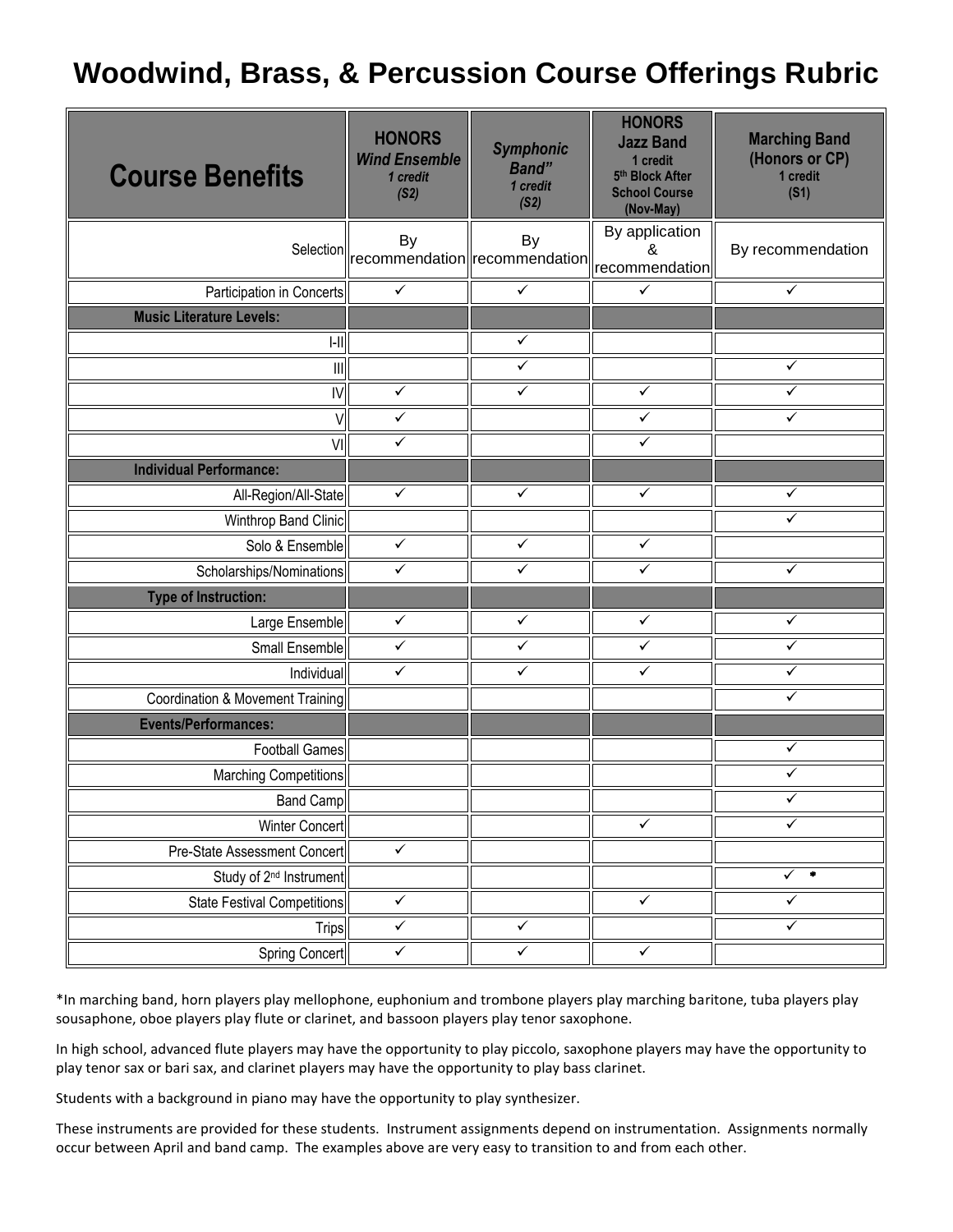# Woodwind, Brass, & Percussion Course Offerings Rubric

| Course Benefits | **HONORS** *Wind Ensemble* *1 credit* *(S2)* | *Symphonic Band"* *1 credit* *(S2)* | **HONORS Jazz Band** 1 credit 5th Block After School Course (Nov-May) | **Marching Band (Honors or CP)** 1 credit (S1) |
|---|---|---|---|---|
| Selection | By recommendation | By recommendation | By application & recommendation | By recommendation |
| Participation in Concerts | ✓ | ✓ | ✓ | ✓ |
| **Music Literature Levels:** | | | | |
| I-II | | ✓ | | |
| III | | ✓ | | ✓ |
| IV | ✓ | ✓ | ✓ | ✓ |
| V | ✓ | | ✓ | ✓ |
| VI | ✓ | | ✓ | |
| **Individual Performance:** | | | | |
| All-Region/All-State | ✓ | ✓ | ✓ | ✓ |
| Winthrop Band Clinic | | | | ✓ |
| Solo & Ensemble | ✓ | ✓ | ✓ | |
| Scholarships/Nominations | ✓ | ✓ | ✓ | ✓ |
| **Type of Instruction:** | | | | |
| Large Ensemble | ✓ | ✓ | ✓ | ✓ |
| Small Ensemble | ✓ | ✓ | ✓ | ✓ |
| Individual | ✓ | ✓ | ✓ | ✓ |
| Coordination & Movement Training | | | | ✓ |
| **Events/Performances:** | | | | |
| Football Games | | | | ✓ |
| Marching Competitions | | | | ✓ |
| Band Camp | | | | ✓ |
| Winter Concert | | | ✓ | ✓ |
| Pre-State Assessment Concert | ✓ | | | |
| Study of 2nd Instrument | | | | ✓ * |
| State Festival Competitions | ✓ | | ✓ | ✓ |
| Trips | ✓ | ✓ | | ✓ |
| Spring Concert | ✓ | ✓ | ✓ | |

*In marching band, horn players play mellophone, euphonium and trombone players play marching baritone, tuba players play sousaphone, oboe players play flute or clarinet, and bassoon players play tenor saxophone.

In high school, advanced flute players may have the opportunity to play piccolo, saxophone players may have the opportunity to play tenor sax or bari sax, and clarinet players may have the opportunity to play bass clarinet.

Students with a background in piano may have the opportunity to play synthesizer.

These instruments are provided for these students. Instrument assignments depend on instrumentation. Assignments normally occur between April and band camp. The examples above are very easy to transition to and from each other.